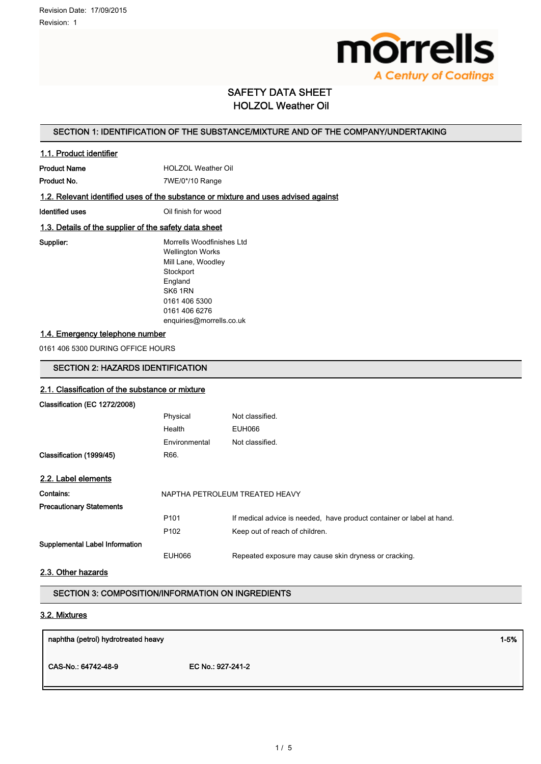Revision Date: 17/09/2015

Revision: 1

morrells
A Century of Coatings

# SAFETY DATA SHEET
# HOLZOL Weather Oil

## SECTION 1: IDENTIFICATION OF THE SUBSTANCE/MIXTURE AND OF THE COMPANY/UNDERTAKING

### 1.1. Product identifier

| | |
|---|---|
| **Product Name** | HOLZOL Weather Oil |
| **Product No.** | 7WE/0*/10 Range |

### 1.2. Relevant identified uses of the substance or mixture and uses advised against

| | |
|---|---|
| **Identified uses** | Oil finish for wood |

### 1.3. Details of the supplier of the safety data sheet

**Supplier:**

Morrells Woodfinishes Ltd
Wellington Works
Mill Lane, Woodley
Stockport
England
SK6 1RN
0161 406 5300
0161 406 6276
enquiries@morrells.co.uk

### 1.4. Emergency telephone number

0161 406 5300 DURING OFFICE HOURS

## SECTION 2: HAZARDS IDENTIFICATION

### 2.1. Classification of the substance or mixture

**Classification (EC 1272/2008)**

| | | |
|---|---|---|
| | Physical | Not classified. |
| | Health | EUH066 |
| | Environmental | Not classified. |
| **Classification (1999/45)** | R66. | |

### 2.2. Label elements

**Contains:** NAPTHA PETROLEUM TREATED HEAVY

**Precautionary Statements**

| | |
|---|---|
| P101 | If medical advice is needed, have product container or label at hand. |
| P102 | Keep out of reach of children. |

**Supplemental Label Information**

| | |
|---|---|
| EUH066 | Repeated exposure may cause skin dryness or cracking. |

### 2.3. Other hazards

## SECTION 3: COMPOSITION/INFORMATION ON INGREDIENTS

### 3.2. Mixtures

| | | |
|---|---|---|
| **naphtha (petrol) hydrotreated heavy** | | **1-5%** |
| **CAS-No.: 64742-48-9** | **EC No.: 927-241-2** | |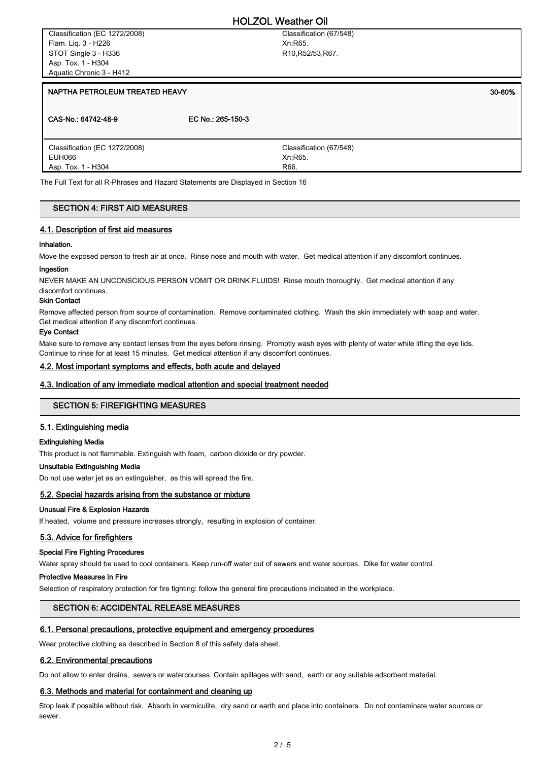| Classification (EC 1272/2008) | Classification (67/548) |
| --- | --- |
| Flam. Liq. 3 - H226 | Xn;R65. |
| STOT Single 3 - H336 | R10,R52/53,R67. |
| Asp. Tox. 1 - H304 | |
| Aquatic Chronic 3 - H412 | |

**NAPTHA PETROLEUM TREATED HEAVY** 30-60%

**CAS-No.: 64742-48-9** **EC No.: 265-150-3**

| Classification (EC 1272/2008) | Classification (67/548) |
| --- | --- |
| EUH066 | Xn;R65. |
| Asp. Tox. 1 - H304 | R66. |

The Full Text for all R-Phrases and Hazard Statements are Displayed in Section 16

## SECTION 4: FIRST AID MEASURES

### 4.1. Description of first aid measures

**Inhalation.**

Move the exposed person to fresh air at once. Rinse nose and mouth with water. Get medical attention if any discomfort continues.

**Ingestion**

NEVER MAKE AN UNCONSCIOUS PERSON VOMIT OR DRINK FLUIDS! Rinse mouth thoroughly. Get medical attention if any discomfort continues.

**Skin Contact**

Remove affected person from source of contamination. Remove contaminated clothing. Wash the skin immediately with soap and water. Get medical attention if any discomfort continues.

**Eye Contact**

Make sure to remove any contact lenses from the eyes before rinsing. Promptly wash eyes with plenty of water while lifting the eye lids. Continue to rinse for at least 15 minutes. Get medical attention if any discomfort continues.

### 4.2. Most important symptoms and effects, both acute and delayed

### 4.3. Indication of any immediate medical attention and special treatment needed

## SECTION 5: FIREFIGHTING MEASURES

### 5.1. Extinguishing media

**Extinguishing Media**

This product is not flammable. Extinguish with foam, carbon dioxide or dry powder.

**Unsuitable Extinguishing Media**

Do not use water jet as an extinguisher, as this will spread the fire.

### 5.2. Special hazards arising from the substance or mixture

**Unusual Fire & Explosion Hazards**

If heated, volume and pressure increases strongly, resulting in explosion of container.

### 5.3. Advice for firefighters

**Special Fire Fighting Procedures**

Water spray should be used to cool containers. Keep run-off water out of sewers and water sources. Dike for water control.

**Protective Measures In Fire**

Selection of respiratory protection for fire fighting: follow the general fire precautions indicated in the workplace.

## SECTION 6: ACCIDENTAL RELEASE MEASURES

### 6.1. Personal precautions, protective equipment and emergency procedures

Wear protective clothing as described in Section 8 of this safety data sheet.

### 6.2. Environmental precautions

Do not allow to enter drains, sewers or watercourses. Contain spillages with sand, earth or any suitable adsorbent material.

### 6.3. Methods and material for containment and cleaning up

Stop leak if possible without risk. Absorb in vermiculite, dry sand or earth and place into containers. Do not contaminate water sources or sewer.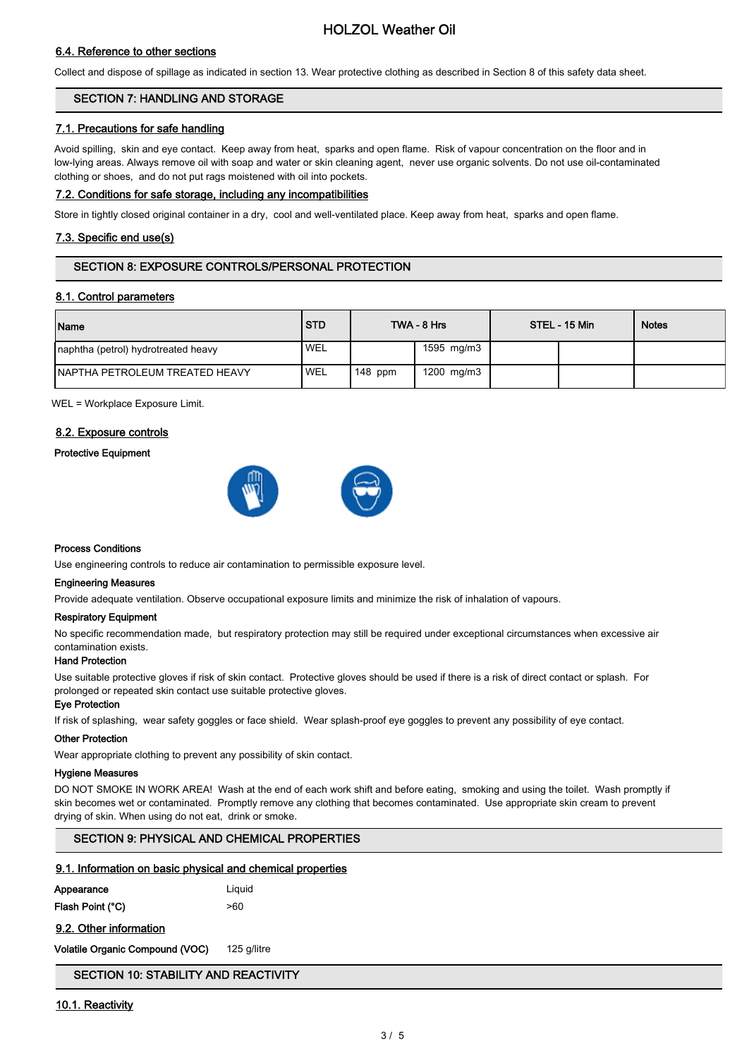### 6.4. Reference to other sections

Collect and dispose of spillage as indicated in section 13. Wear protective clothing as described in Section 8 of this safety data sheet.

## SECTION 7: HANDLING AND STORAGE

### 7.1. Precautions for safe handling

Avoid spilling, skin and eye contact. Keep away from heat, sparks and open flame. Risk of vapour concentration on the floor and in low-lying areas. Always remove oil with soap and water or skin cleaning agent, never use organic solvents. Do not use oil-contaminated clothing or shoes, and do not put rags moistened with oil into pockets.

### 7.2. Conditions for safe storage, including any incompatibilities

Store in tightly closed original container in a dry, cool and well-ventilated place. Keep away from heat, sparks and open flame.

### 7.3. Specific end use(s)

## SECTION 8: EXPOSURE CONTROLS/PERSONAL PROTECTION

### 8.1. Control parameters

| Name | STD | TWA - 8 Hrs | | STEL - 15 Min | | Notes |
|---|---|---|---|---|---|---|
| naphtha (petrol) hydrotreated heavy | WEL | | 1595 mg/m3 | | | |
| NAPTHA PETROLEUM TREATED HEAVY | WEL | 148 ppm | 1200 mg/m3 | | | |

WEL = Workplace Exposure Limit.

### 8.2. Exposure controls

**Protective Equipment**

**Process Conditions**

Use engineering controls to reduce air contamination to permissible exposure level.

**Engineering Measures**

Provide adequate ventilation. Observe occupational exposure limits and minimize the risk of inhalation of vapours.

**Respiratory Equipment**

No specific recommendation made, but respiratory protection may still be required under exceptional circumstances when excessive air contamination exists.

**Hand Protection**

Use suitable protective gloves if risk of skin contact. Protective gloves should be used if there is a risk of direct contact or splash. For prolonged or repeated skin contact use suitable protective gloves.

**Eye Protection**

If risk of splashing, wear safety goggles or face shield. Wear splash-proof eye goggles to prevent any possibility of eye contact.

**Other Protection**

Wear appropriate clothing to prevent any possibility of skin contact.

**Hygiene Measures**

DO NOT SMOKE IN WORK AREA! Wash at the end of each work shift and before eating, smoking and using the toilet. Wash promptly if skin becomes wet or contaminated. Promptly remove any clothing that becomes contaminated. Use appropriate skin cream to prevent drying of skin. When using do not eat, drink or smoke.

## SECTION 9: PHYSICAL AND CHEMICAL PROPERTIES

### 9.1. Information on basic physical and chemical properties

**Appearance** Liquid

**Flash Point (°C)** >60

### 9.2. Other information

**Volatile Organic Compound (VOC)** 125 g/litre

## SECTION 10: STABILITY AND REACTIVITY

### 10.1. Reactivity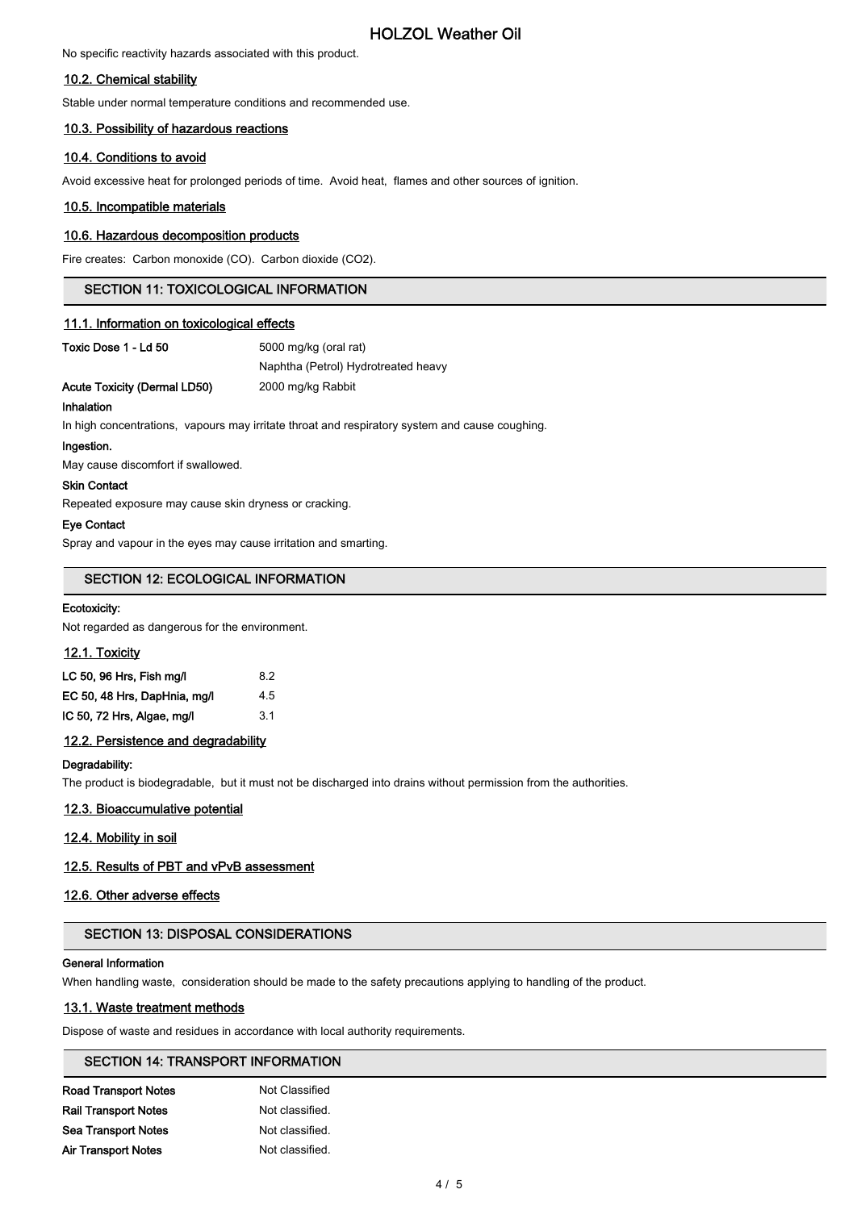No specific reactivity hazards associated with this product.

### 10.2. Chemical stability

Stable under normal temperature conditions and recommended use.

### 10.3. Possibility of hazardous reactions

### 10.4. Conditions to avoid

Avoid excessive heat for prolonged periods of time. Avoid heat, flames and other sources of ignition.

### 10.5. Incompatible materials

### 10.6. Hazardous decomposition products

Fire creates: Carbon monoxide (CO). Carbon dioxide ($CO_2$).

## SECTION 11: TOXICOLOGICAL INFORMATION

### 11.1. Information on toxicological effects

| | |
|---|---|
| **Toxic Dose 1 - Ld 50** | 5000 mg/kg (oral rat) |
| | Naphtha (Petrol) Hydrotreated heavy |
| **Acute Toxicity (Dermal LD50)** | 2000 mg/kg Rabbit |

**Inhalation**

In high concentrations, vapours may irritate throat and respiratory system and cause coughing.

**Ingestion.**

May cause discomfort if swallowed.

**Skin Contact**

Repeated exposure may cause skin dryness or cracking.

**Eye Contact**

Spray and vapour in the eyes may cause irritation and smarting.

## SECTION 12: ECOLOGICAL INFORMATION

**Ecotoxicity:**

Not regarded as dangerous for the environment.

### 12.1. Toxicity

| | |
|---|---|
| **LC 50, 96 Hrs, Fish mg/l** | 8.2 |
| **EC 50, 48 Hrs, DapHnia, mg/l** | 4.5 |
| **IC 50, 72 Hrs, Algae, mg/l** | 3.1 |

### 12.2. Persistence and degradability

**Degradability:**

The product is biodegradable, but it must not be discharged into drains without permission from the authorities.

### 12.3. Bioaccumulative potential

### 12.4. Mobility in soil

### 12.5. Results of PBT and vPvB assessment

### 12.6. Other adverse effects

## SECTION 13: DISPOSAL CONSIDERATIONS

**General Information**

When handling waste, consideration should be made to the safety precautions applying to handling of the product.

### 13.1. Waste treatment methods

Dispose of waste and residues in accordance with local authority requirements.

## SECTION 14: TRANSPORT INFORMATION

| | |
|---|---|
| **Road Transport Notes** | Not Classified |
| **Rail Transport Notes** | Not classified. |
| **Sea Transport Notes** | Not classified. |
| **Air Transport Notes** | Not classified. |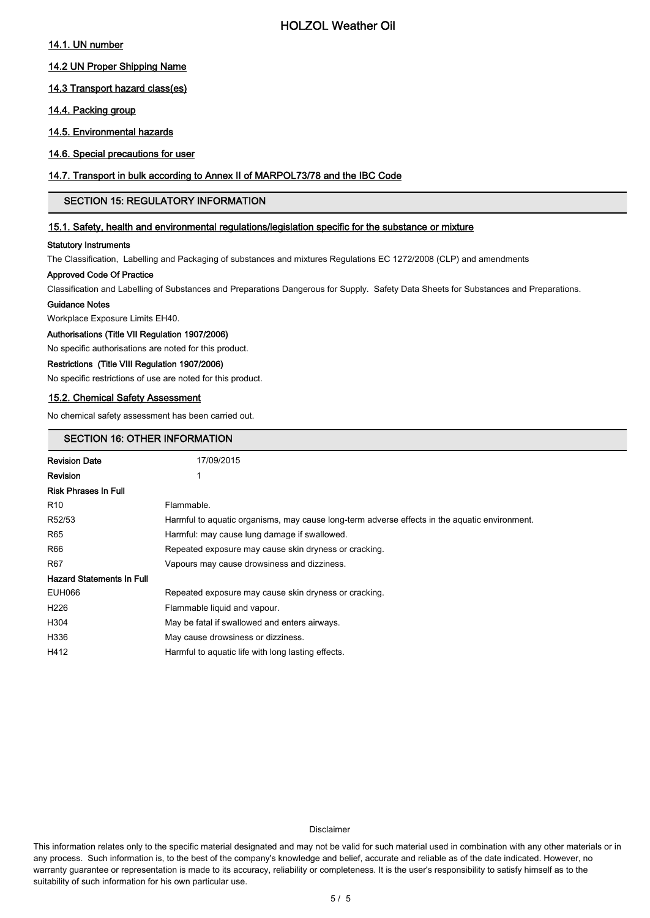#### 14.1. UN number

#### 14.2 UN Proper Shipping Name

#### 14.3 Transport hazard class(es)

#### 14.4. Packing group

#### 14.5. Environmental hazards

#### 14.6. Special precautions for user

#### 14.7. Transport in bulk according to Annex II of MARPOL73/78 and the IBC Code

## SECTION 15: REGULATORY INFORMATION

#### 15.1. Safety, health and environmental regulations/legislation specific for the substance or mixture

**Statutory Instruments**

The Classification, Labelling and Packaging of substances and mixtures Regulations EC 1272/2008 (CLP) and amendments

**Approved Code Of Practice**

Classification and Labelling of Substances and Preparations Dangerous for Supply. Safety Data Sheets for Substances and Preparations.

**Guidance Notes**

Workplace Exposure Limits EH40.

**Authorisations (Title VII Regulation 1907/2006)**

No specific authorisations are noted for this product.

**Restrictions (Title VIII Regulation 1907/2006)**

No specific restrictions of use are noted for this product.

#### 15.2. Chemical Safety Assessment

No chemical safety assessment has been carried out.

## SECTION 16: OTHER INFORMATION

| | |
|---|---|
| **Revision Date** | 17/09/2015 |
| **Revision** | 1 |
| **Risk Phrases In Full** | |
| R10 | Flammable. |
| R52/53 | Harmful to aquatic organisms, may cause long-term adverse effects in the aquatic environment. |
| R65 | Harmful: may cause lung damage if swallowed. |
| R66 | Repeated exposure may cause skin dryness or cracking. |
| R67 | Vapours may cause drowsiness and dizziness. |
| **Hazard Statements In Full** | |
| EUH066 | Repeated exposure may cause skin dryness or cracking. |
| H226 | Flammable liquid and vapour. |
| H304 | May be fatal if swallowed and enters airways. |
| H336 | May cause drowsiness or dizziness. |
| H412 | Harmful to aquatic life with long lasting effects. |

Disclaimer

This information relates only to the specific material designated and may not be valid for such material used in combination with any other materials or in any process. Such information is, to the best of the company's knowledge and belief, accurate and reliable as of the date indicated. However, no warranty guarantee or representation is made to its accuracy, reliability or completeness. It is the user's responsibility to satisfy himself as to the suitability of such information for his own particular use.